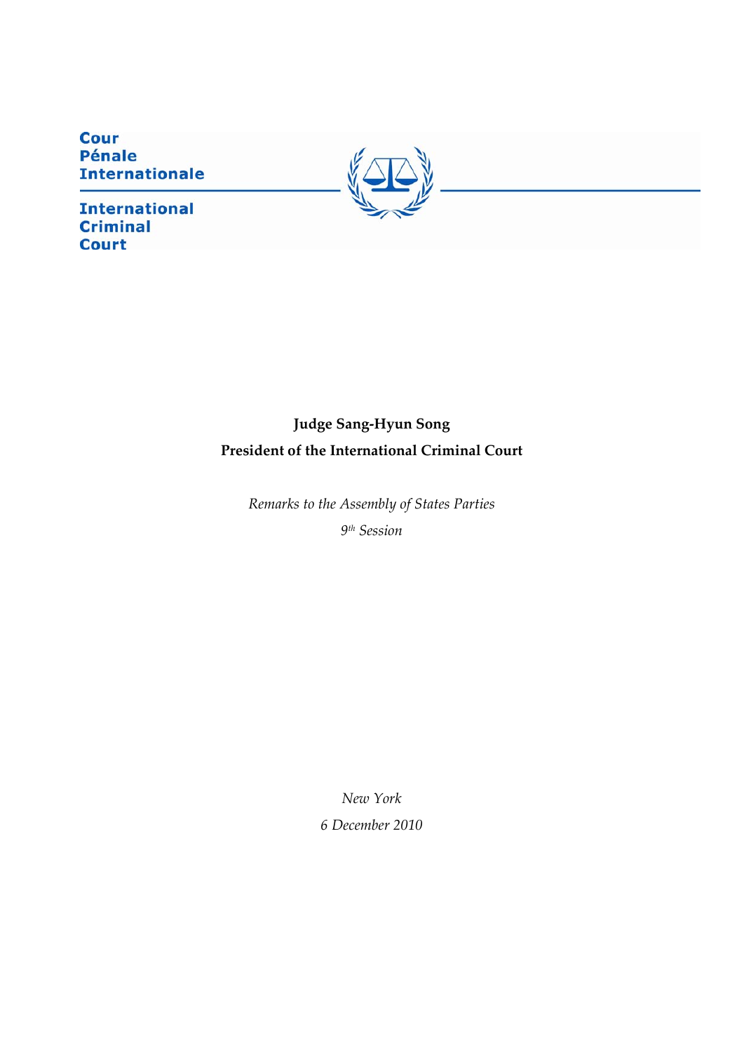Cour
Pénale
Internationale

International
Criminal
Court

**Judge Sang-Hyun Song**

**President of the International Criminal Court**

*Remarks to the Assembly of States Parties*

*9th Session*

*New York*

*6 December 2010*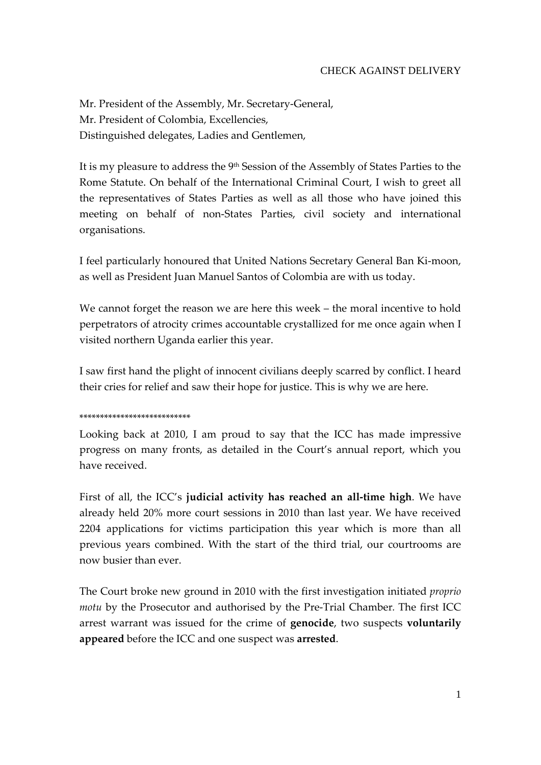CHECK AGAINST DELIVERY

Mr. President of the Assembly, Mr. Secretary-General,
Mr. President of Colombia, Excellencies,
Distinguished delegates, Ladies and Gentlemen,

It is my pleasure to address the 9th Session of the Assembly of States Parties to the Rome Statute. On behalf of the International Criminal Court, I wish to greet all the representatives of States Parties as well as all those who have joined this meeting on behalf of non-States Parties, civil society and international organisations.

I feel particularly honoured that United Nations Secretary General Ban Ki-moon, as well as President Juan Manuel Santos of Colombia are with us today.

We cannot forget the reason we are here this week – the moral incentive to hold perpetrators of atrocity crimes accountable crystallized for me once again when I visited northern Uganda earlier this year.

I saw first hand the plight of innocent civilians deeply scarred by conflict. I heard their cries for relief and saw their hope for justice. This is why we are here.

**************************

Looking back at 2010, I am proud to say that the ICC has made impressive progress on many fronts, as detailed in the Court's annual report, which you have received.

First of all, the ICC's **judicial activity has reached an all-time high**. We have already held 20% more court sessions in 2010 than last year. We have received 2204 applications for victims participation this year which is more than all previous years combined. With the start of the third trial, our courtrooms are now busier than ever.

The Court broke new ground in 2010 with the first investigation initiated *proprio motu* by the Prosecutor and authorised by the Pre-Trial Chamber. The first ICC arrest warrant was issued for the crime of **genocide**, two suspects **voluntarily appeared** before the ICC and one suspect was **arrested**.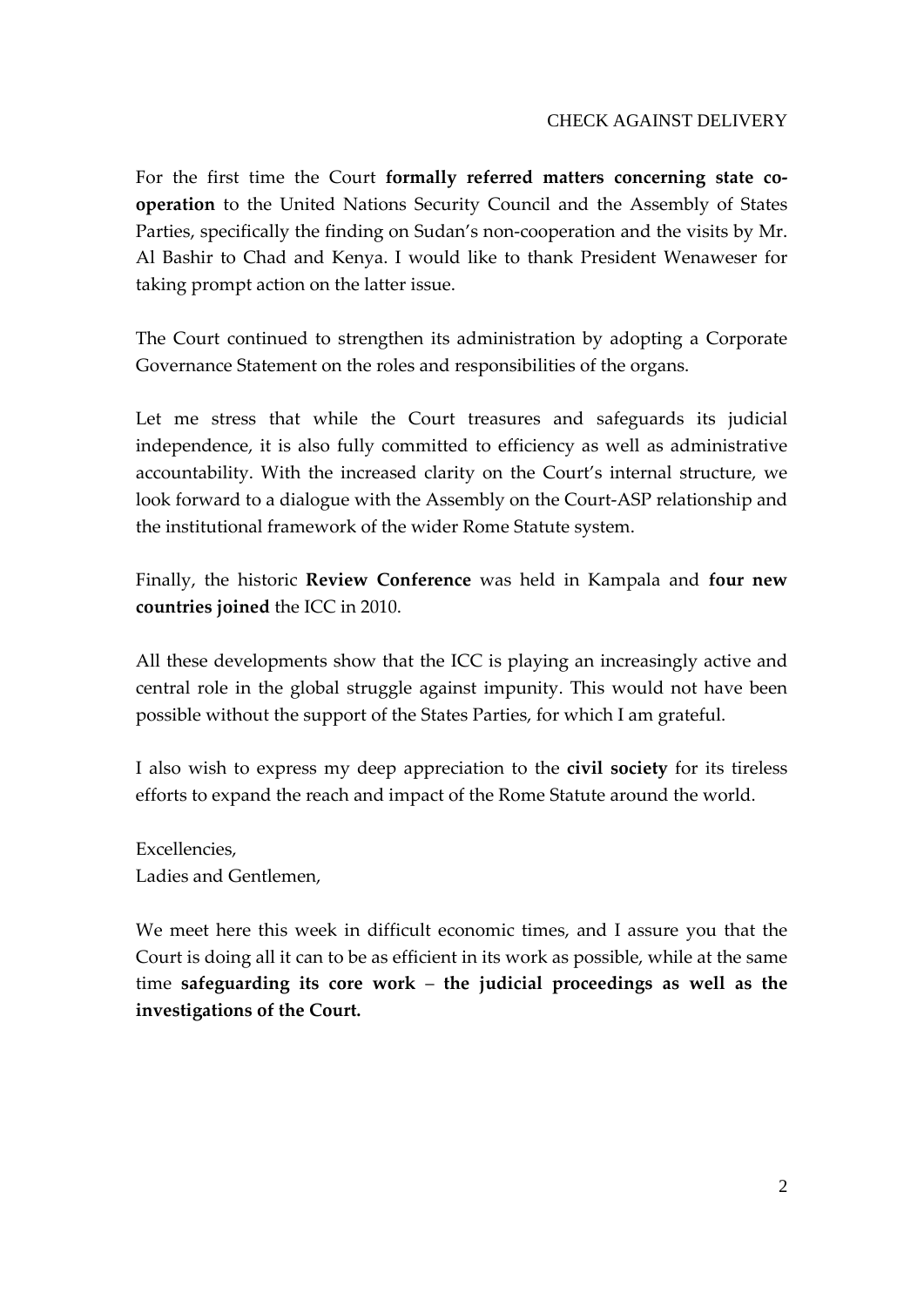CHECK AGAINST DELIVERY

For the first time the Court **formally referred matters concerning state co-operation** to the United Nations Security Council and the Assembly of States Parties, specifically the finding on Sudan's non-cooperation and the visits by Mr. Al Bashir to Chad and Kenya. I would like to thank President Wenaweser for taking prompt action on the latter issue.

The Court continued to strengthen its administration by adopting a Corporate Governance Statement on the roles and responsibilities of the organs.

Let me stress that while the Court treasures and safeguards its judicial independence, it is also fully committed to efficiency as well as administrative accountability. With the increased clarity on the Court's internal structure, we look forward to a dialogue with the Assembly on the Court-ASP relationship and the institutional framework of the wider Rome Statute system.

Finally, the historic **Review Conference** was held in Kampala and **four new countries joined** the ICC in 2010.

All these developments show that the ICC is playing an increasingly active and central role in the global struggle against impunity. This would not have been possible without the support of the States Parties, for which I am grateful.

I also wish to express my deep appreciation to the **civil society** for its tireless efforts to expand the reach and impact of the Rome Statute around the world.

Excellencies,
Ladies and Gentlemen,

We meet here this week in difficult economic times, and I assure you that the Court is doing all it can to be as efficient in its work as possible, while at the same time **safeguarding its core work – the judicial proceedings as well as the investigations of the Court.**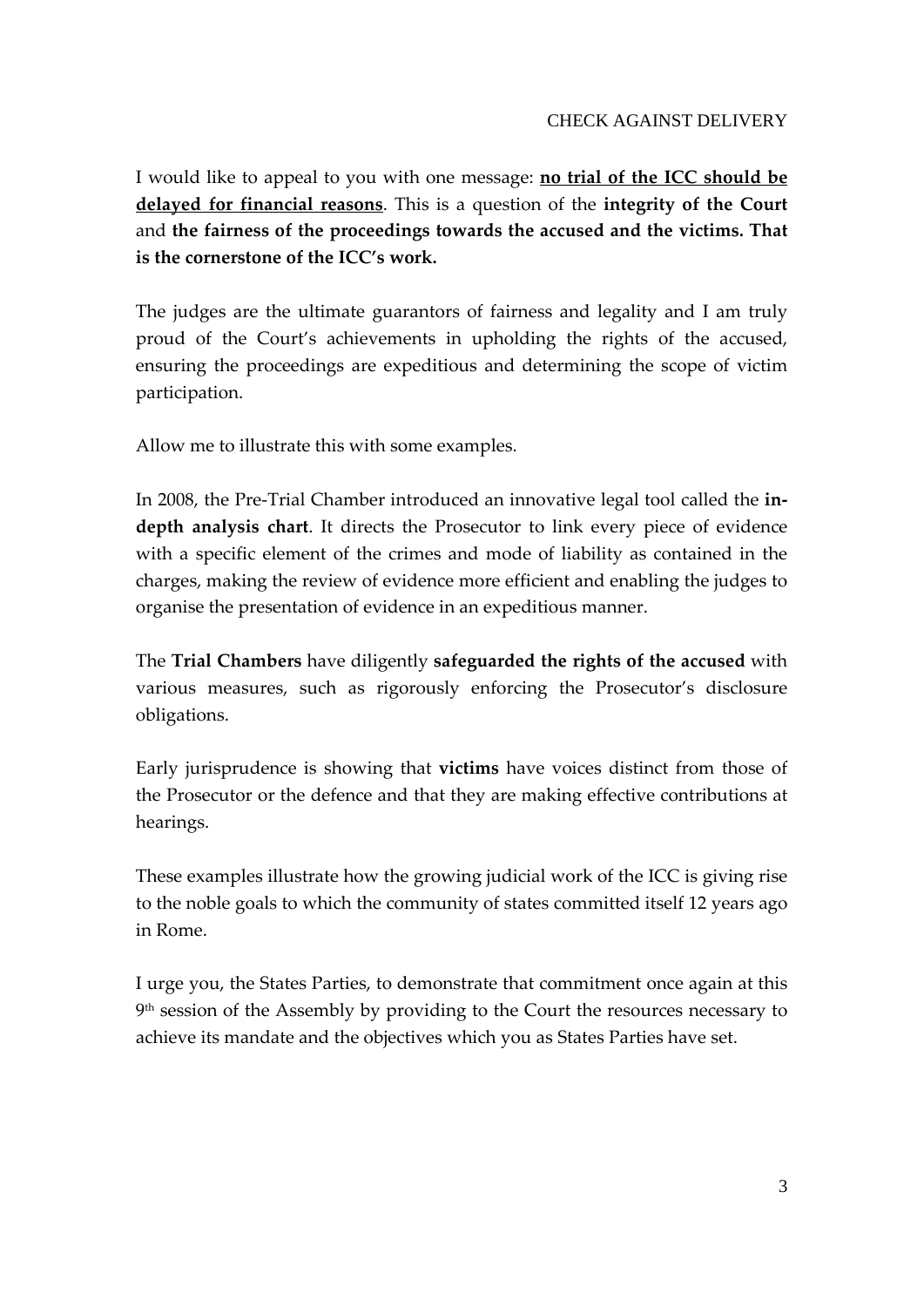CHECK AGAINST DELIVERY

I would like to appeal to you with one message: <u>**no trial of the ICC should be delayed for financial reasons**</u>. This is a question of the **integrity of the Court** and **the fairness of the proceedings towards the accused and the victims. That is the cornerstone of the ICC's work.**

The judges are the ultimate guarantors of fairness and legality and I am truly proud of the Court's achievements in upholding the rights of the accused, ensuring the proceedings are expeditious and determining the scope of victim participation.

Allow me to illustrate this with some examples.

In 2008, the Pre-Trial Chamber introduced an innovative legal tool called the **in-depth analysis chart**. It directs the Prosecutor to link every piece of evidence with a specific element of the crimes and mode of liability as contained in the charges, making the review of evidence more efficient and enabling the judges to organise the presentation of evidence in an expeditious manner.

The **Trial Chambers** have diligently **safeguarded the rights of the accused** with various measures, such as rigorously enforcing the Prosecutor's disclosure obligations.

Early jurisprudence is showing that **victims** have voices distinct from those of the Prosecutor or the defence and that they are making effective contributions at hearings.

These examples illustrate how the growing judicial work of the ICC is giving rise to the noble goals to which the community of states committed itself 12 years ago in Rome.

I urge you, the States Parties, to demonstrate that commitment once again at this 9th session of the Assembly by providing to the Court the resources necessary to achieve its mandate and the objectives which you as States Parties have set.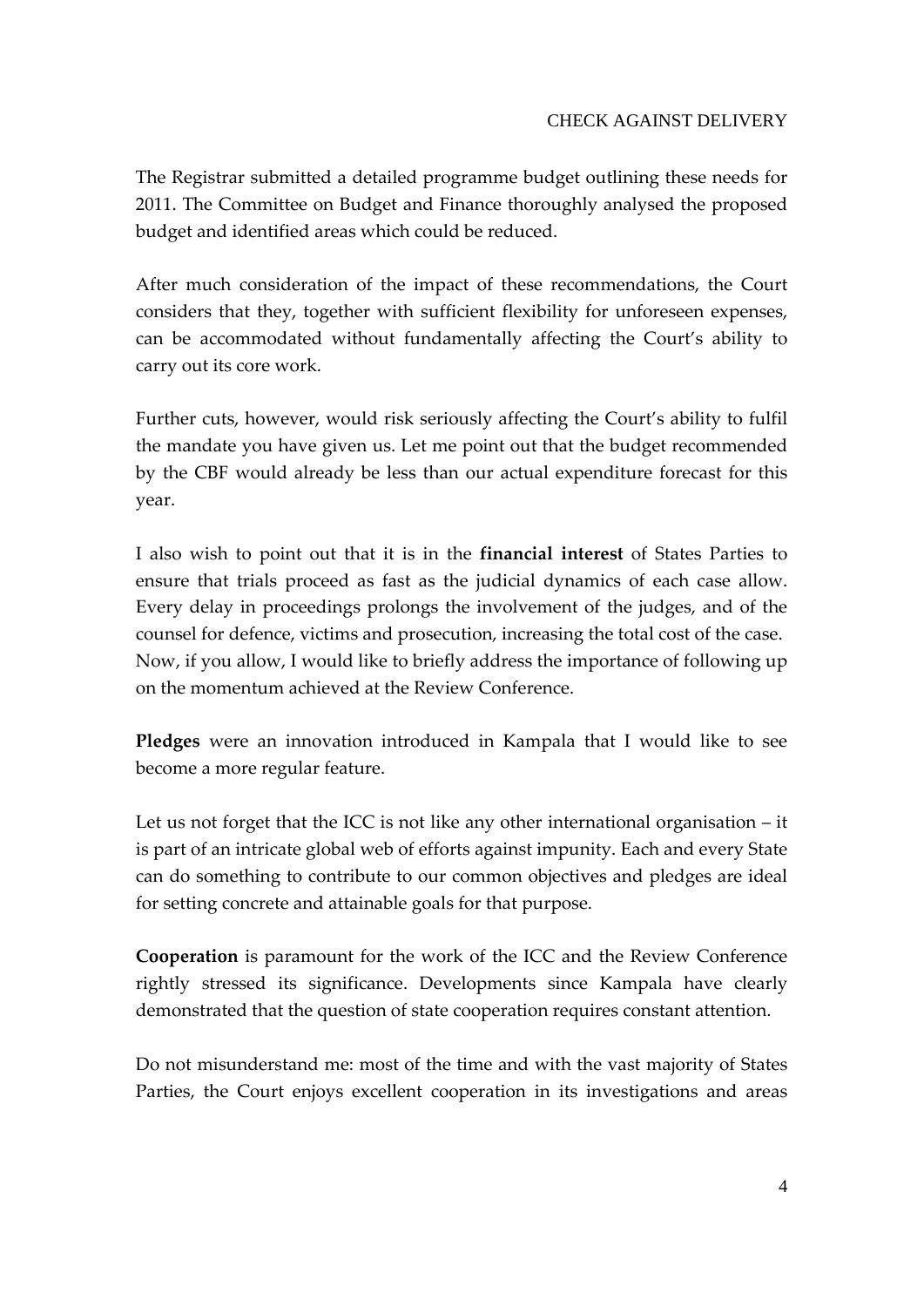The Registrar submitted a detailed programme budget outlining these needs for 2011. The Committee on Budget and Finance thoroughly analysed the proposed budget and identified areas which could be reduced.

After much consideration of the impact of these recommendations, the Court considers that they, together with sufficient flexibility for unforeseen expenses, can be accommodated without fundamentally affecting the Court's ability to carry out its core work.

Further cuts, however, would risk seriously affecting the Court's ability to fulfil the mandate you have given us. Let me point out that the budget recommended by the CBF would already be less than our actual expenditure forecast for this year.

I also wish to point out that it is in the **financial interest** of States Parties to ensure that trials proceed as fast as the judicial dynamics of each case allow. Every delay in proceedings prolongs the involvement of the judges, and of the counsel for defence, victims and prosecution, increasing the total cost of the case. Now, if you allow, I would like to briefly address the importance of following up on the momentum achieved at the Review Conference.

**Pledges** were an innovation introduced in Kampala that I would like to see become a more regular feature.

Let us not forget that the ICC is not like any other international organisation – it is part of an intricate global web of efforts against impunity. Each and every State can do something to contribute to our common objectives and pledges are ideal for setting concrete and attainable goals for that purpose.

**Cooperation** is paramount for the work of the ICC and the Review Conference rightly stressed its significance. Developments since Kampala have clearly demonstrated that the question of state cooperation requires constant attention.

Do not misunderstand me: most of the time and with the vast majority of States Parties, the Court enjoys excellent cooperation in its investigations and areas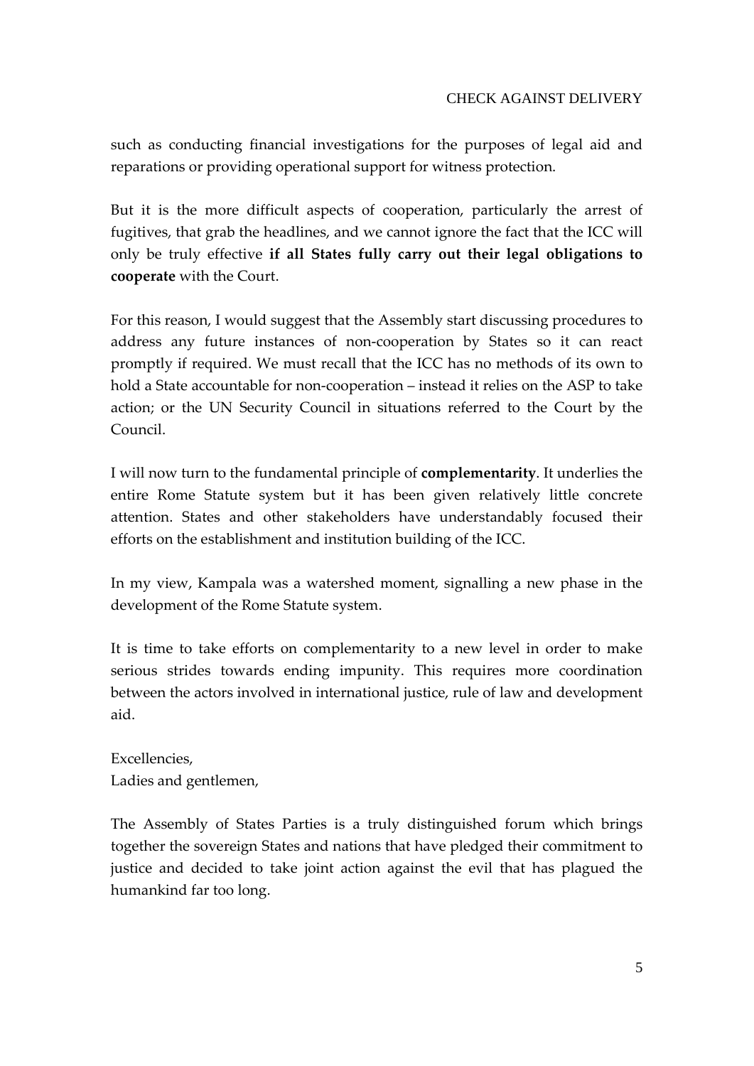such as conducting financial investigations for the purposes of legal aid and reparations or providing operational support for witness protection.

But it is the more difficult aspects of cooperation, particularly the arrest of fugitives, that grab the headlines, and we cannot ignore the fact that the ICC will only be truly effective **if all States fully carry out their legal obligations to cooperate** with the Court.

For this reason, I would suggest that the Assembly start discussing procedures to address any future instances of non-cooperation by States so it can react promptly if required. We must recall that the ICC has no methods of its own to hold a State accountable for non-cooperation – instead it relies on the ASP to take action; or the UN Security Council in situations referred to the Court by the Council.

I will now turn to the fundamental principle of **complementarity**. It underlies the entire Rome Statute system but it has been given relatively little concrete attention. States and other stakeholders have understandably focused their efforts on the establishment and institution building of the ICC.

In my view, Kampala was a watershed moment, signalling a new phase in the development of the Rome Statute system.

It is time to take efforts on complementarity to a new level in order to make serious strides towards ending impunity. This requires more coordination between the actors involved in international justice, rule of law and development aid.

Excellencies,
Ladies and gentlemen,

The Assembly of States Parties is a truly distinguished forum which brings together the sovereign States and nations that have pledged their commitment to justice and decided to take joint action against the evil that has plagued the humankind far too long.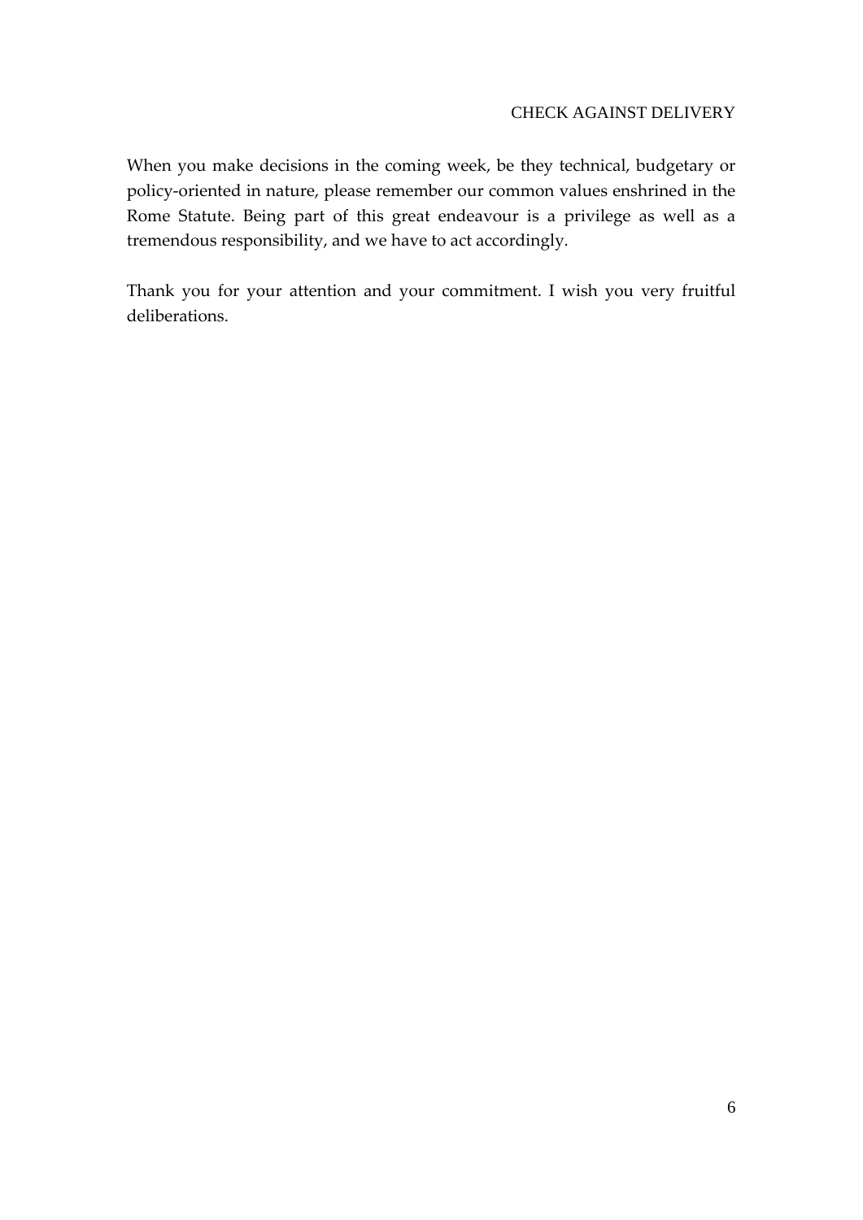When you make decisions in the coming week, be they technical, budgetary or policy-oriented in nature, please remember our common values enshrined in the Rome Statute. Being part of this great endeavour is a privilege as well as a tremendous responsibility, and we have to act accordingly.

Thank you for your attention and your commitment. I wish you very fruitful deliberations.